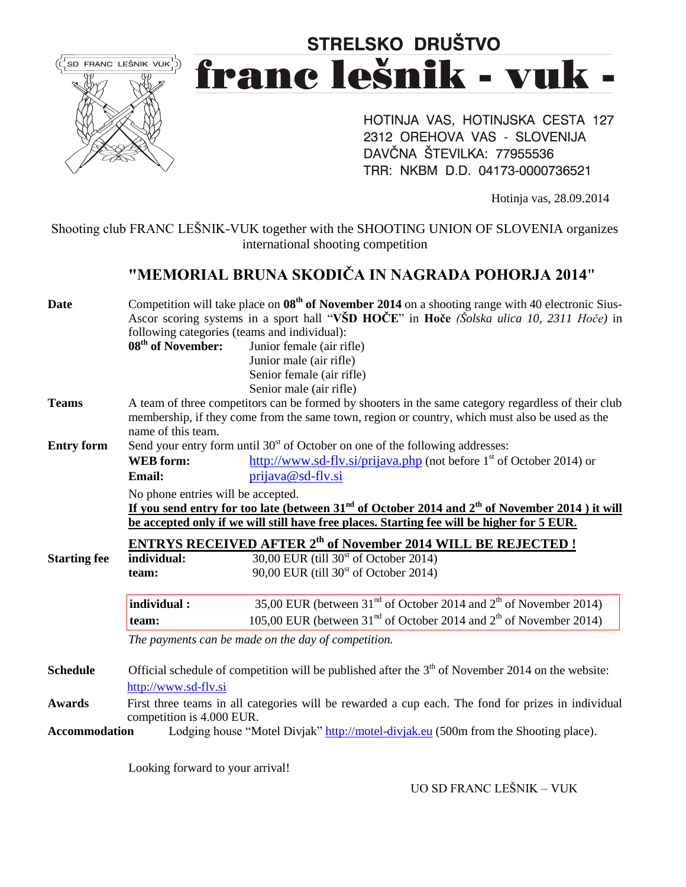SD FRANC LEŠNIK VUK

# STRELSKO DRUŠTVO

# franc lešnik - vuk -

HOTINJA VAS, HOTINJSKA CESTA 127
2312 OREHOVA VAS - SLOVENIJA
DAVČNA ŠTEVILKA: 77955536
TRR: NKBM D.D. 04173-0000736521

Hotinja vas, 28.09.2014

Shooting club FRANC LEŠNIK-VUK together with the SHOOTING UNION OF SLOVENIA organizes international shooting competition

## "MEMORIAL BRUNA SKODIČA IN NAGRADA POHORJA 2014"

**Date**

Competition will take place on **08th of November 2014** on a shooting range with 40 electronic Sius-Ascor scoring systems in a sport hall "**VŠD HOČE**" in **Hoče** *(Šolska ulica 10, 2311 Hoče)* in following categories (teams and individual):

**08th of November:**
- Junior female (air rifle)
- Junior male (air rifle)
- Senior female (air rifle)
- Senior male (air rifle)

**Teams**

A team of three competitors can be formed by shooters in the same category regardless of their club membership, if they come from the same town, region or country, which must also be used as the name of this team.

**Entry form**

Send your entry form until 30st of October on one of the following addresses:

**WEB form:** http://www.sd-flv.si/prijava.php (not before 1st of October 2014) or
**Email:** prijava@sd-flv.si

No phone entries will be accepted.

**If you send entry for too late (between 31nd of October 2014 and 2th of November 2014 ) it will be accepted only if we will still have free places. Starting fee will be higher for 5 EUR.**

**ENTRYS RECEIVED AFTER 2th of November 2014 WILL BE REJECTED !**

**Starting fee**

| | |
|---|---|
| **individual:** | 30,00 EUR (till 30st of October 2014) |
| **team:** | 90,00 EUR (till 30st of October 2014) |

| | |
|---|---|
| **individual :** | 35,00 EUR (between 31nd of October 2014 and 2th of November 2014) |
| **team:** | 105,00 EUR (between 31nd of October 2014 and 2th of November 2014) |

*The payments can be made on the day of competition.*

**Schedule**

Official schedule of competition will be published after the 3th of November 2014 on the website: http://www.sd-flv.si

**Awards**

First three teams in all categories will be rewarded a cup each. The fond for prizes in individual competition is 4.000 EUR.

**Accommodation**

Lodging house "Motel Divjak" http://motel-divjak.eu (500m from the Shooting place).

Looking forward to your arrival!

UO SD FRANC LEŠNIK – VUK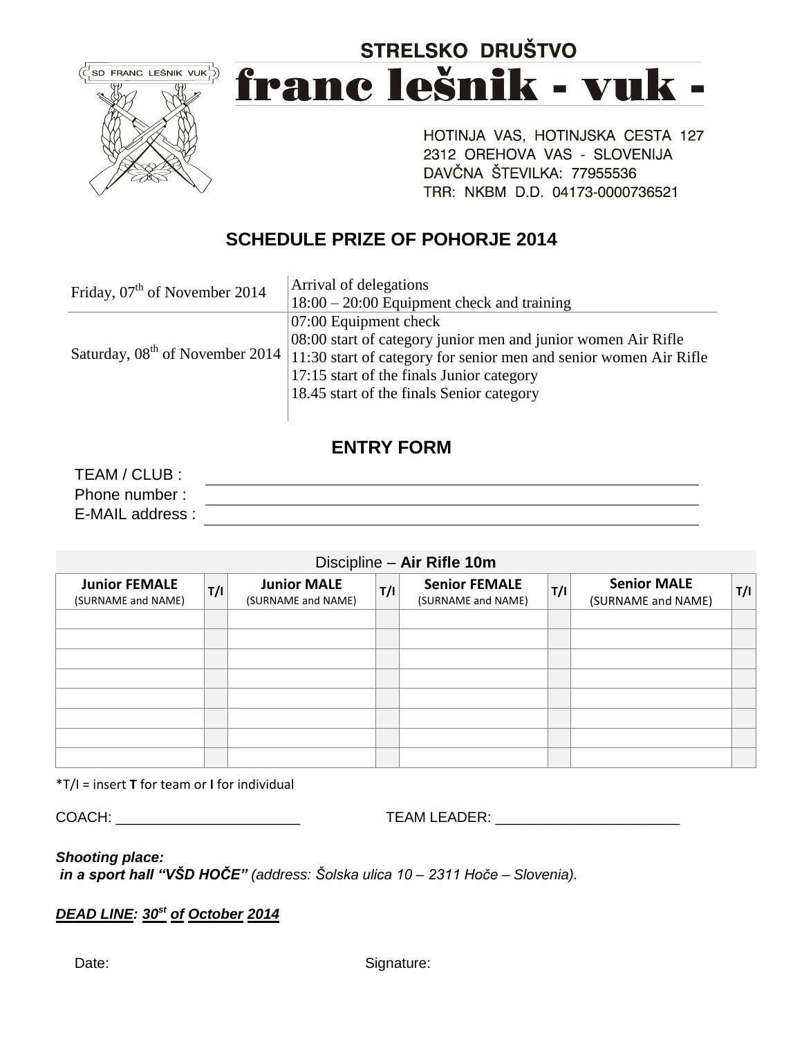STRELSKO DRUŠTVO

# franc lešnik - vuk -

HOTINJA VAS, HOTINJSKA CESTA 127
2312 OREHOVA VAS - SLOVENIJA
DAVČNA ŠTEVILKA: 77955536
TRR: NKBM D.D. 04173-0000736521

## SCHEDULE PRIZE OF POHORJE 2014

| | |
|---|---|
| Friday, 07th of November 2014 | Arrival of delegations<br>18:00 – 20:00 Equipment check and training |
| Saturday, 08th of November 2014 | 07:00 Equipment check<br>08:00 start of category junior men and junior women Air Rifle<br>11:30 start of category for senior men and senior women Air Rifle<br>17:15 start of the finals Junior category<br>18.45 start of the finals Senior category |

## ENTRY FORM

TEAM / CLUB : ______________________________

Phone number : ______________________________

E-MAIL address : ______________________________

| Discipline – **Air Rifle 10m** | | | | | | | |
|---|---|---|---|---|---|---|---|
| **Junior FEMALE** (SURNAME and NAME) | **T/I** | **Junior MALE** (SURNAME and NAME) | **T/I** | **Senior FEMALE** (SURNAME and NAME) | **T/I** | **Senior MALE** (SURNAME and NAME) | **T/I** |
| | | | | | | | |
| | | | | | | | |
| | | | | | | | |
| | | | | | | | |
| | | | | | | | |
| | | | | | | | |
| | | | | | | | |
| | | | | | | | |

*T/I = insert **T** for team or **I** for individual

COACH: ______________________ TEAM LEADER: ______________________

***Shooting place:***
***in a sport hall "VŠD HOČE"*** *(address: Šolska ulica 10 – 2311 Hoče – Slovenia).*

***DEAD LINE: 30st of October 2014***

Date: Signature: